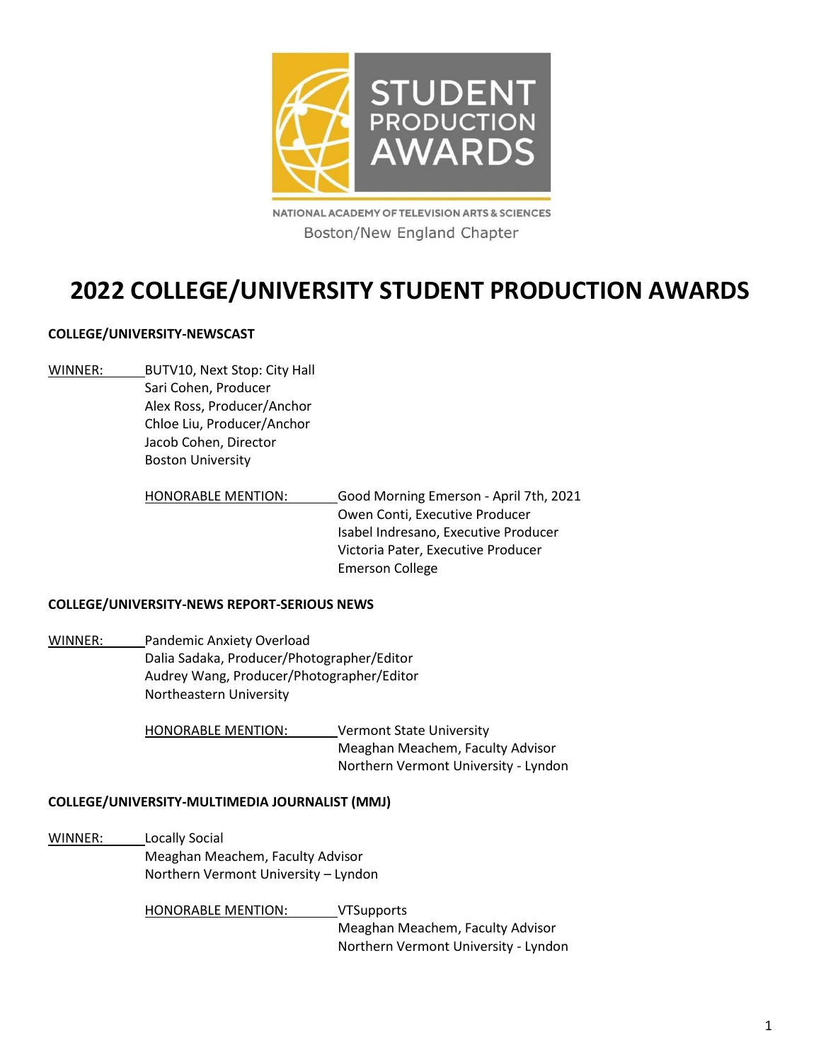STUDENT PRODUCTION AWARDS

NATIONAL ACADEMY OF TELEVISION ARTS & SCIENCES
Boston/New England Chapter

# 2022 COLLEGE/UNIVERSITY STUDENT PRODUCTION AWARDS

**COLLEGE/UNIVERSITY-NEWSCAST**

WINNER: BUTV10, Next Stop: City Hall
Sari Cohen, Producer
Alex Ross, Producer/Anchor
Chloe Liu, Producer/Anchor
Jacob Cohen, Director
Boston University

HONORABLE MENTION: Good Morning Emerson - April 7th, 2021
Owen Conti, Executive Producer
Isabel Indresano, Executive Producer
Victoria Pater, Executive Producer
Emerson College

**COLLEGE/UNIVERSITY-NEWS REPORT-SERIOUS NEWS**

WINNER: Pandemic Anxiety Overload
Dalia Sadaka, Producer/Photographer/Editor
Audrey Wang, Producer/Photographer/Editor
Northeastern University

HONORABLE MENTION: Vermont State University
Meaghan Meachem, Faculty Advisor
Northern Vermont University - Lyndon

**COLLEGE/UNIVERSITY-MULTIMEDIA JOURNALIST (MMJ)**

WINNER: Locally Social
Meaghan Meachem, Faculty Advisor
Northern Vermont University – Lyndon

HONORABLE MENTION: VTSupports
Meaghan Meachem, Faculty Advisor
Northern Vermont University - Lyndon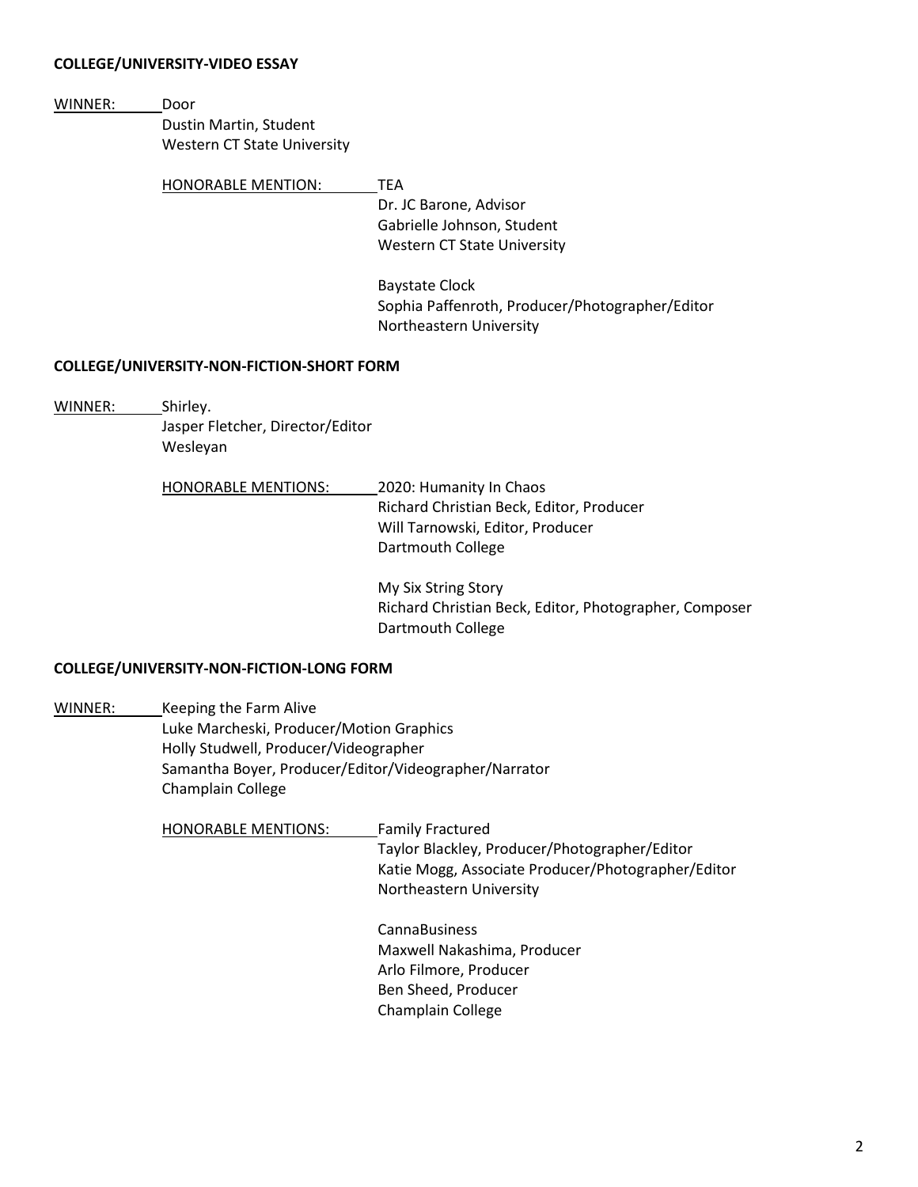**COLLEGE/UNIVERSITY-VIDEO ESSAY**

<u>WINNER:</u> Door
Dustin Martin, Student
Western CT State University

<u>HONORABLE MENTION:</u> TEA
Dr. JC Barone, Advisor
Gabrielle Johnson, Student
Western CT State University

Baystate Clock
Sophia Paffenroth, Producer/Photographer/Editor
Northeastern University

**COLLEGE/UNIVERSITY-NON-FICTION-SHORT FORM**

<u>WINNER:</u> Shirley.
Jasper Fletcher, Director/Editor
Wesleyan

<u>HONORABLE MENTIONS:</u> 2020: Humanity In Chaos
Richard Christian Beck, Editor, Producer
Will Tarnowski, Editor, Producer
Dartmouth College

My Six String Story
Richard Christian Beck, Editor, Photographer, Composer
Dartmouth College

**COLLEGE/UNIVERSITY-NON-FICTION-LONG FORM**

<u>WINNER:</u> Keeping the Farm Alive
Luke Marcheski, Producer/Motion Graphics
Holly Studwell, Producer/Videographer
Samantha Boyer, Producer/Editor/Videographer/Narrator
Champlain College

<u>HONORABLE MENTIONS:</u> Family Fractured
Taylor Blackley, Producer/Photographer/Editor
Katie Mogg, Associate Producer/Photographer/Editor
Northeastern University

CannaBusiness
Maxwell Nakashima, Producer
Arlo Filmore, Producer
Ben Sheed, Producer
Champlain College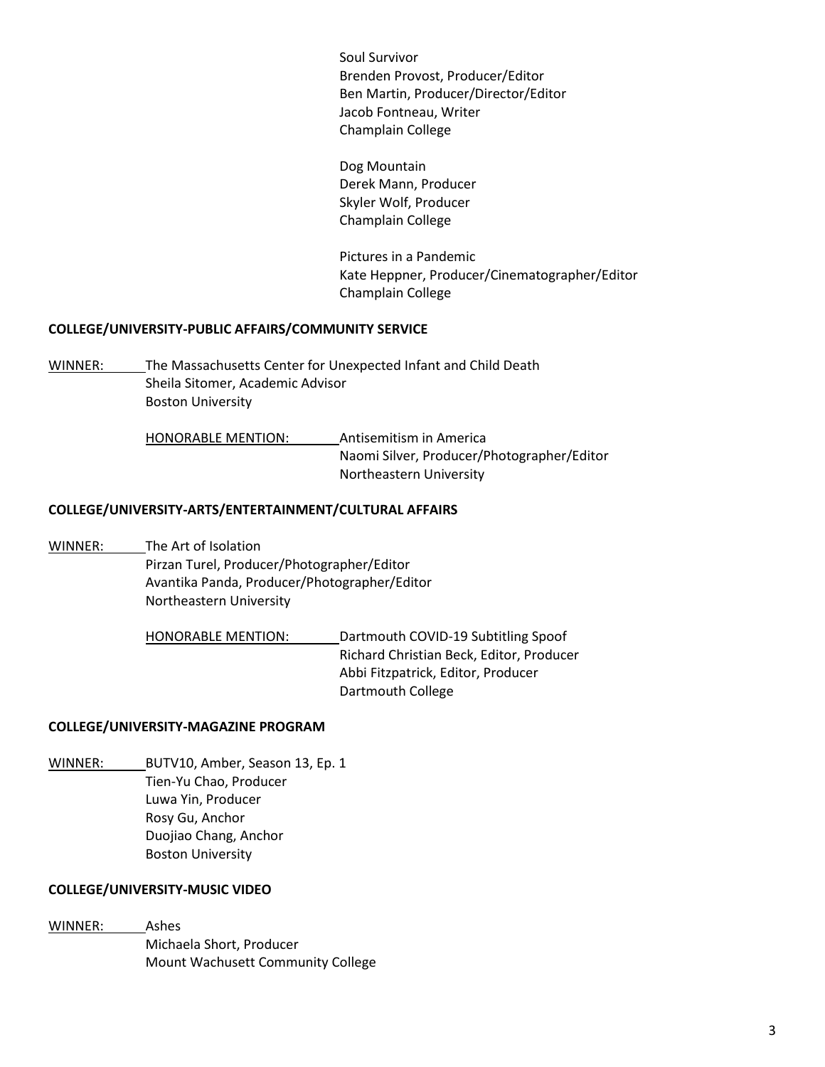Soul Survivor
Brenden Provost, Producer/Editor
Ben Martin, Producer/Director/Editor
Jacob Fontneau, Writer
Champlain College

Dog Mountain
Derek Mann, Producer
Skyler Wolf, Producer
Champlain College

Pictures in a Pandemic
Kate Heppner, Producer/Cinematographer/Editor
Champlain College

**COLLEGE/UNIVERSITY-PUBLIC AFFAIRS/COMMUNITY SERVICE**

WINNER: The Massachusetts Center for Unexpected Infant and Child Death
Sheila Sitomer, Academic Advisor
Boston University

HONORABLE MENTION: Antisemitism in America
Naomi Silver, Producer/Photographer/Editor
Northeastern University

**COLLEGE/UNIVERSITY-ARTS/ENTERTAINMENT/CULTURAL AFFAIRS**

WINNER: The Art of Isolation
Pirzan Turel, Producer/Photographer/Editor
Avantika Panda, Producer/Photographer/Editor
Northeastern University

HONORABLE MENTION: Dartmouth COVID-19 Subtitling Spoof
Richard Christian Beck, Editor, Producer
Abbi Fitzpatrick, Editor, Producer
Dartmouth College

**COLLEGE/UNIVERSITY-MAGAZINE PROGRAM**

WINNER: BUTV10, Amber, Season 13, Ep. 1
Tien-Yu Chao, Producer
Luwa Yin, Producer
Rosy Gu, Anchor
Duojiao Chang, Anchor
Boston University

**COLLEGE/UNIVERSITY-MUSIC VIDEO**

WINNER: Ashes
Michaela Short, Producer
Mount Wachusett Community College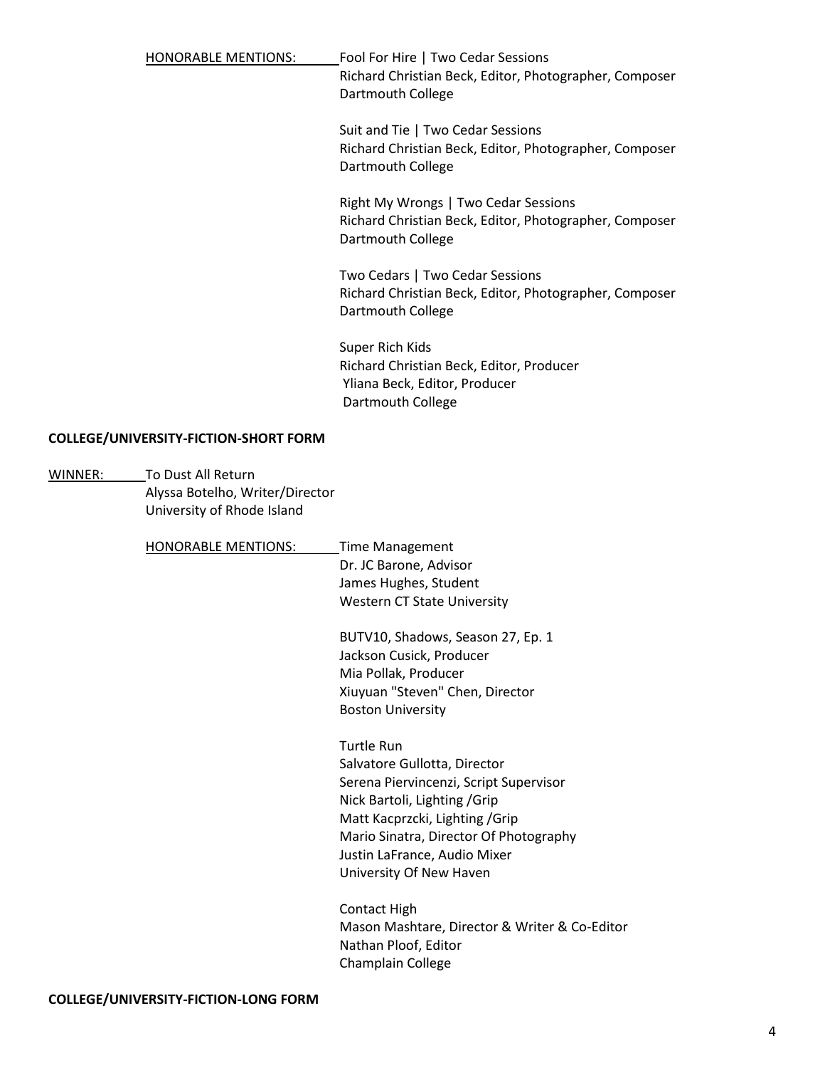HONORABLE MENTIONS:

Fool For Hire | Two Cedar Sessions
Richard Christian Beck, Editor, Photographer, Composer
Dartmouth College

Suit and Tie | Two Cedar Sessions
Richard Christian Beck, Editor, Photographer, Composer
Dartmouth College

Right My Wrongs | Two Cedar Sessions
Richard Christian Beck, Editor, Photographer, Composer
Dartmouth College

Two Cedars | Two Cedar Sessions
Richard Christian Beck, Editor, Photographer, Composer
Dartmouth College

Super Rich Kids
Richard Christian Beck, Editor, Producer
Yliana Beck, Editor, Producer
Dartmouth College

**COLLEGE/UNIVERSITY-FICTION-SHORT FORM**

WINNER: To Dust All Return
Alyssa Botelho, Writer/Director
University of Rhode Island

HONORABLE MENTIONS:

Time Management
Dr. JC Barone, Advisor
James Hughes, Student
Western CT State University

BUTV10, Shadows, Season 27, Ep. 1
Jackson Cusick, Producer
Mia Pollak, Producer
Xiuyuan "Steven" Chen, Director
Boston University

Turtle Run
Salvatore Gullotta, Director
Serena Piervincenzi, Script Supervisor
Nick Bartoli, Lighting /Grip
Matt Kacprzcki, Lighting /Grip
Mario Sinatra, Director Of Photography
Justin LaFrance, Audio Mixer
University Of New Haven

Contact High
Mason Mashtare, Director & Writer & Co-Editor
Nathan Ploof, Editor
Champlain College

**COLLEGE/UNIVERSITY-FICTION-LONG FORM**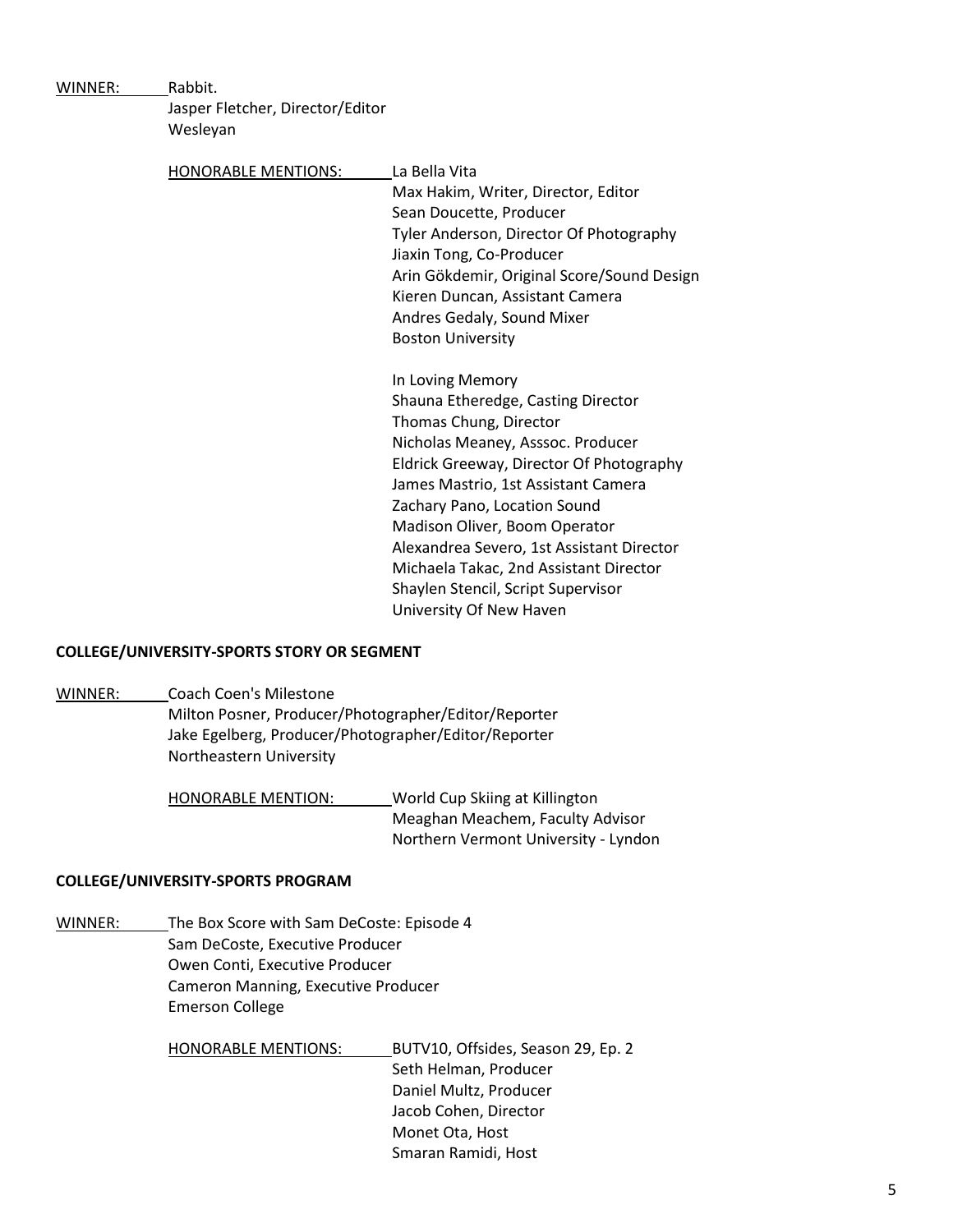WINNER: Rabbit.
Jasper Fletcher, Director/Editor
Wesleyan

HONORABLE MENTIONS: La Bella Vita
Max Hakim, Writer, Director, Editor
Sean Doucette, Producer
Tyler Anderson, Director Of Photography
Jiaxin Tong, Co-Producer
Arin Gökdemir, Original Score/Sound Design
Kieren Duncan, Assistant Camera
Andres Gedaly, Sound Mixer
Boston University

In Loving Memory
Shauna Etheredge, Casting Director
Thomas Chung, Director
Nicholas Meaney, Asssoc. Producer
Eldrick Greeway, Director Of Photography
James Mastrio, 1st Assistant Camera
Zachary Pano, Location Sound
Madison Oliver, Boom Operator
Alexandrea Severo, 1st Assistant Director
Michaela Takac, 2nd Assistant Director
Shaylen Stencil, Script Supervisor
University Of New Haven

**COLLEGE/UNIVERSITY-SPORTS STORY OR SEGMENT**

WINNER: Coach Coen's Milestone
Milton Posner, Producer/Photographer/Editor/Reporter
Jake Egelberg, Producer/Photographer/Editor/Reporter
Northeastern University

HONORABLE MENTION: World Cup Skiing at Killington
Meaghan Meachem, Faculty Advisor
Northern Vermont University - Lyndon

**COLLEGE/UNIVERSITY-SPORTS PROGRAM**

WINNER: The Box Score with Sam DeCoste: Episode 4
Sam DeCoste, Executive Producer
Owen Conti, Executive Producer
Cameron Manning, Executive Producer
Emerson College

HONORABLE MENTIONS: BUTV10, Offsides, Season 29, Ep. 2
Seth Helman, Producer
Daniel Multz, Producer
Jacob Cohen, Director
Monet Ota, Host
Smaran Ramidi, Host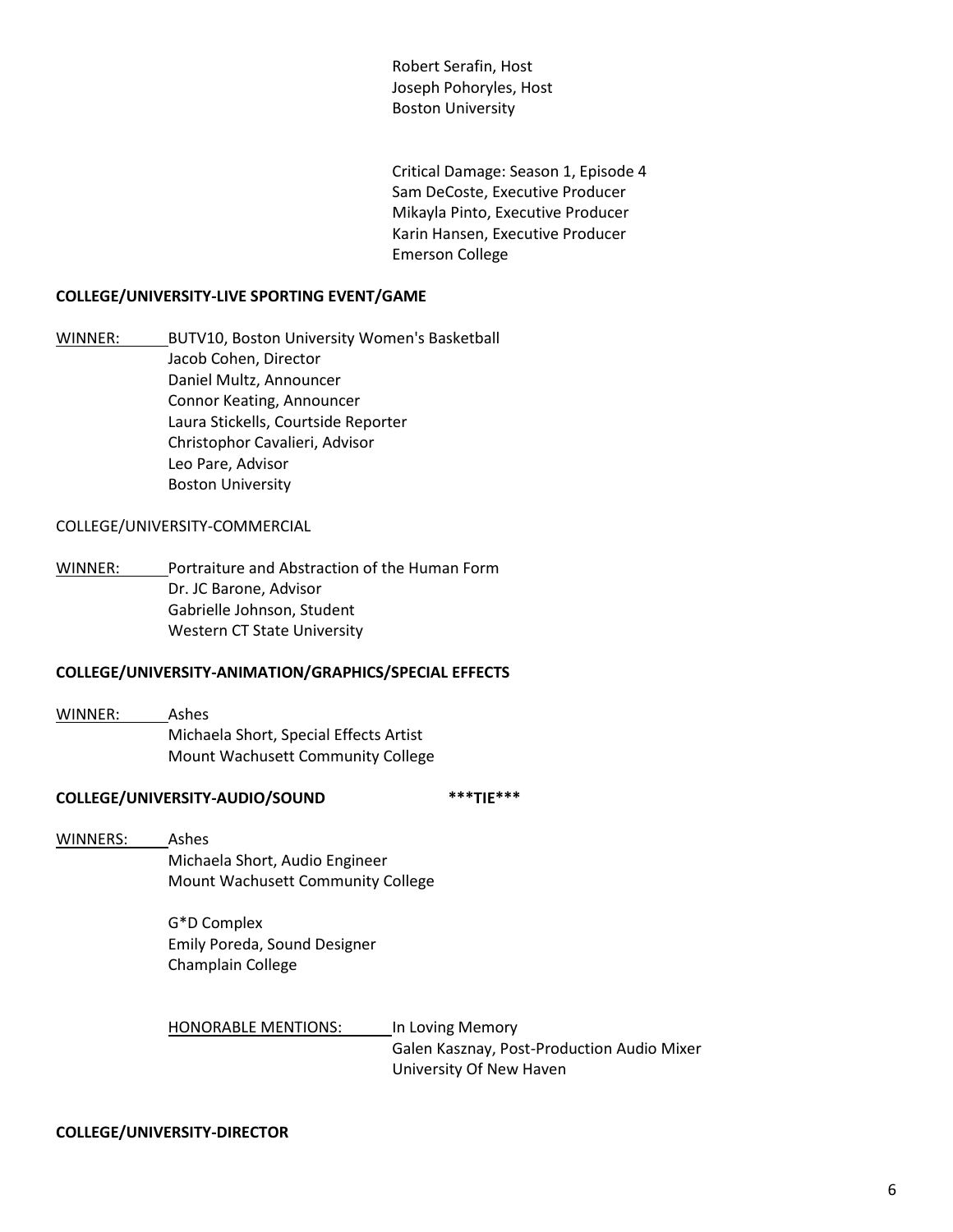Robert Serafin, Host
Joseph Pohoryles, Host
Boston University

Critical Damage: Season 1, Episode 4
Sam DeCoste, Executive Producer
Mikayla Pinto, Executive Producer
Karin Hansen, Executive Producer
Emerson College

**COLLEGE/UNIVERSITY-LIVE SPORTING EVENT/GAME**

WINNER: BUTV10, Boston University Women's Basketball
Jacob Cohen, Director
Daniel Multz, Announcer
Connor Keating, Announcer
Laura Stickells, Courtside Reporter
Christophor Cavalieri, Advisor
Leo Pare, Advisor
Boston University

COLLEGE/UNIVERSITY-COMMERCIAL

WINNER: Portraiture and Abstraction of the Human Form
Dr. JC Barone, Advisor
Gabrielle Johnson, Student
Western CT State University

**COLLEGE/UNIVERSITY-ANIMATION/GRAPHICS/SPECIAL EFFECTS**

WINNER: Ashes
Michaela Short, Special Effects Artist
Mount Wachusett Community College

**COLLEGE/UNIVERSITY-AUDIO/SOUND** **\*\*\*TIE\*\*\***

WINNERS: Ashes
Michaela Short, Audio Engineer
Mount Wachusett Community College

G*D Complex
Emily Poreda, Sound Designer
Champlain College

HONORABLE MENTIONS: In Loving Memory
Galen Kasznay, Post-Production Audio Mixer
University Of New Haven

**COLLEGE/UNIVERSITY-DIRECTOR**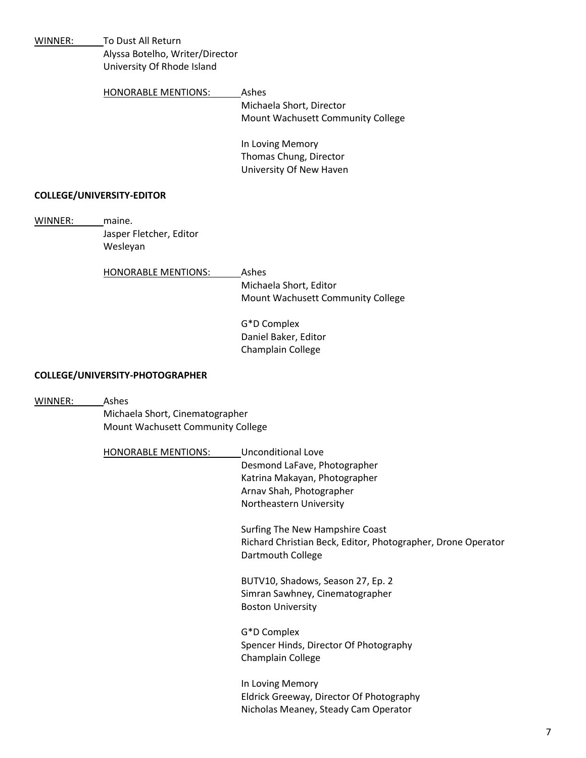WINNER: To Dust All Return
Alyssa Botelho, Writer/Director
University Of Rhode Island

HONORABLE MENTIONS:

Ashes
Michaela Short, Director
Mount Wachusett Community College

In Loving Memory
Thomas Chung, Director
University Of New Haven

**COLLEGE/UNIVERSITY-EDITOR**

WINNER: maine.
Jasper Fletcher, Editor
Wesleyan

HONORABLE MENTIONS:

Ashes
Michaela Short, Editor
Mount Wachusett Community College

G*D Complex
Daniel Baker, Editor
Champlain College

**COLLEGE/UNIVERSITY-PHOTOGRAPHER**

WINNER: Ashes
Michaela Short, Cinematographer
Mount Wachusett Community College

HONORABLE MENTIONS:

Unconditional Love
Desmond LaFave, Photographer
Katrina Makayan, Photographer
Arnav Shah, Photographer
Northeastern University

Surfing The New Hampshire Coast
Richard Christian Beck, Editor, Photographer, Drone Operator
Dartmouth College

BUTV10, Shadows, Season 27, Ep. 2
Simran Sawhney, Cinematographer
Boston University

G*D Complex
Spencer Hinds, Director Of Photography
Champlain College

In Loving Memory
Eldrick Greeway, Director Of Photography
Nicholas Meaney, Steady Cam Operator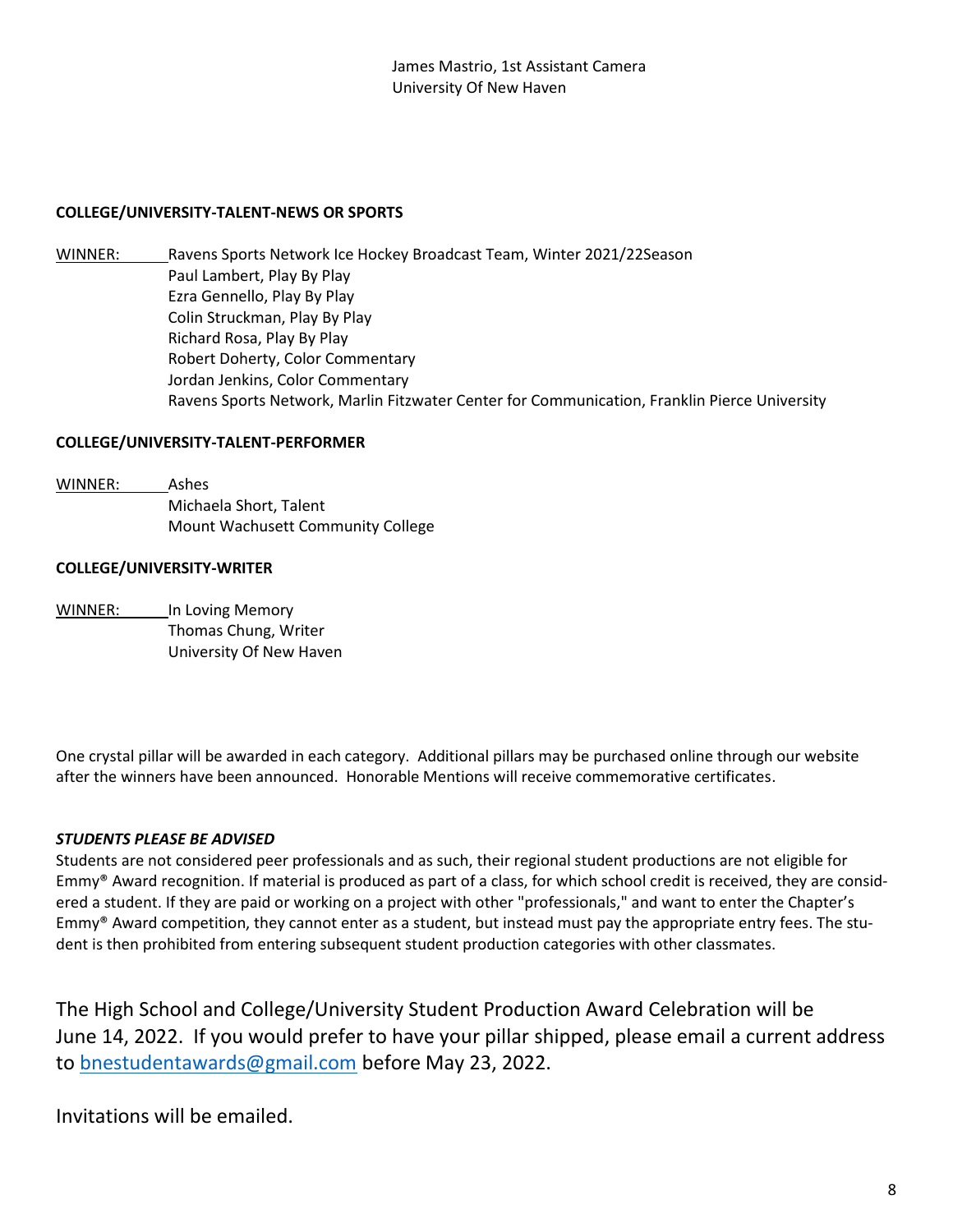James Mastrio, 1st Assistant Camera
University Of New Haven

**COLLEGE/UNIVERSITY-TALENT-NEWS OR SPORTS**

WINNER: Ravens Sports Network Ice Hockey Broadcast Team, Winter 2021/22Season
Paul Lambert, Play By Play
Ezra Gennello, Play By Play
Colin Struckman, Play By Play
Richard Rosa, Play By Play
Robert Doherty, Color Commentary
Jordan Jenkins, Color Commentary
Ravens Sports Network, Marlin Fitzwater Center for Communication, Franklin Pierce University

**COLLEGE/UNIVERSITY-TALENT-PERFORMER**

WINNER: Ashes
Michaela Short, Talent
Mount Wachusett Community College

**COLLEGE/UNIVERSITY-WRITER**

WINNER: In Loving Memory
Thomas Chung, Writer
University Of New Haven

One crystal pillar will be awarded in each category. Additional pillars may be purchased online through our website after the winners have been announced. Honorable Mentions will receive commemorative certificates.

***STUDENTS PLEASE BE ADVISED***

Students are not considered peer professionals and as such, their regional student productions are not eligible for Emmy® Award recognition. If material is produced as part of a class, for which school credit is received, they are considered a student. If they are paid or working on a project with other "professionals," and want to enter the Chapter's Emmy® Award competition, they cannot enter as a student, but instead must pay the appropriate entry fees. The student is then prohibited from entering subsequent student production categories with other classmates.

The High School and College/University Student Production Award Celebration will be June 14, 2022. If you would prefer to have your pillar shipped, please email a current address to bnestudentawards@gmail.com before May 23, 2022.

Invitations will be emailed.